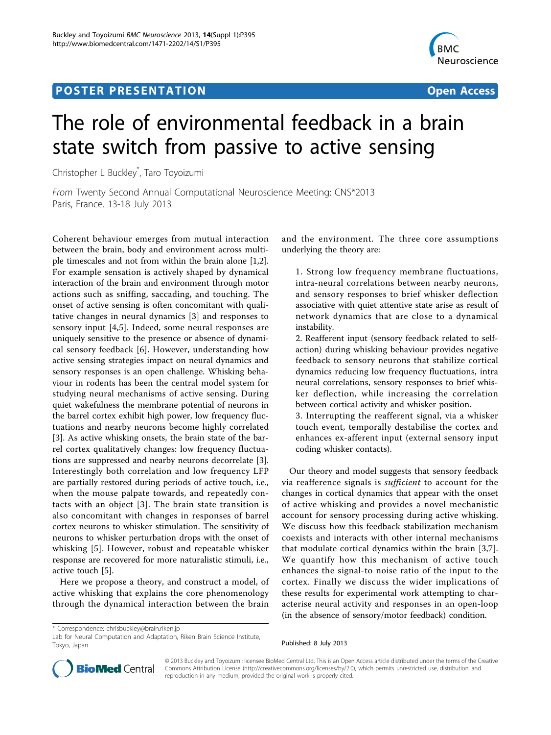POSTER PRESENTATION | Open Access

# The role of environmental feedback in a brain state switch from passive to active sensing

Christopher L Buckley*, Taro Toyoizumi

*From* Twenty Second Annual Computational Neuroscience Meeting: CNS*2013
Paris, France. 13-18 July 2013

Coherent behaviour emerges from mutual interaction between the brain, body and environment across multiple timescales and not from within the brain alone [1,2]. For example sensation is actively shaped by dynamical interaction of the brain and environment through motor actions such as sniffing, saccading, and touching. The onset of active sensing is often concomitant with qualitative changes in neural dynamics [3] and responses to sensory input [4,5]. Indeed, some neural responses are uniquely sensitive to the presence or absence of dynamical sensory feedback [6]. However, understanding how active sensing strategies impact on neural dynamics and sensory responses is an open challenge. Whisking behaviour in rodents has been the central model system for studying neural mechanisms of active sensing. During quiet wakefulness the membrane potential of neurons in the barrel cortex exhibit high power, low frequency fluctuations and nearby neurons become highly correlated [3]. As active whisking onsets, the brain state of the barrel cortex qualitatively changes: low frequency fluctuations are suppressed and nearby neurons decorrelate [3]. Interestingly both correlation and low frequency LFP are partially restored during periods of active touch, i.e., when the mouse palpate towards, and repeatedly contacts with an object [3]. The brain state transition is also concomitant with changes in responses of barrel cortex neurons to whisker stimulation. The sensitivity of neurons to whisker perturbation drops with the onset of whisking [5]. However, robust and repeatable whisker response are recovered for more naturalistic stimuli, i.e., active touch [5].

Here we propose a theory, and construct a model, of active whisking that explains the core phenomenology through the dynamical interaction between the brain and the environment. The three core assumptions underlying the theory are:

1. Strong low frequency membrane fluctuations, intra-neural correlations between nearby neurons, and sensory responses to brief whisker deflection associative with quiet attentive state arise as result of network dynamics that are close to a dynamical instability.
2. Reafferent input (sensory feedback related to self-action) during whisking behaviour provides negative feedback to sensory neurons that stabilize cortical dynamics reducing low frequency fluctuations, intra neural correlations, sensory responses to brief whisker deflection, while increasing the correlation between cortical activity and whisker position.
3. Interrupting the reafferent signal, via a whisker touch event, temporally destabilise the cortex and enhances ex-afferent input (external sensory input coding whisker contacts).

Our theory and model suggests that sensory feedback via reafference signals is *sufficient* to account for the changes in cortical dynamics that appear with the onset of active whisking and provides a novel mechanistic account for sensory processing during active whisking. We discuss how this feedback stabilization mechanism coexists and interacts with other internal mechanisms that modulate cortical dynamics within the brain [3,7]. We quantify how this mechanism of active touch enhances the signal-to noise ratio of the input to the cortex. Finally we discuss the wider implications of these results for experimental work attempting to characterise neural activity and responses in an open-loop (in the absence of sensory/motor feedback) condition.

* Correspondence: chrisbuckley@brain.riken.jp
Lab for Neural Computation and Adaptation, Riken Brain Science Institute, Tokyo, Japan

Published: 8 July 2013

© 2013 Buckley and Toyoizumi; licensee BioMed Central Ltd. This is an Open Access article distributed under the terms of the Creative Commons Attribution License (http://creativecommons.org/licenses/by/2.0), which permits unrestricted use, distribution, and reproduction in any medium, provided the original work is properly cited.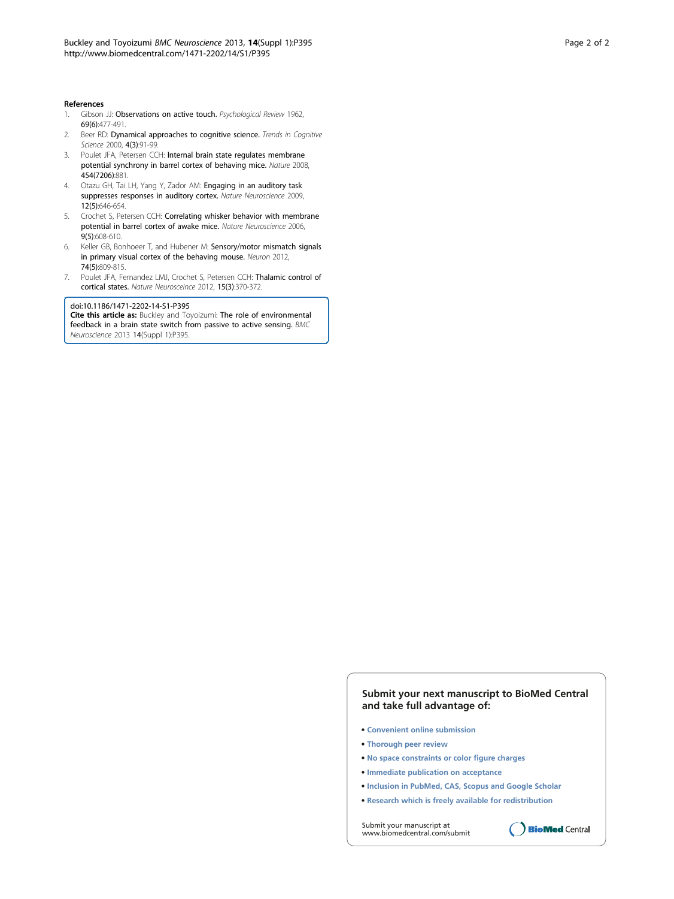### References

1. Gibson JJ: **Observations on active touch.** *Psychological Review* 1962, **69(6)**:477-491.
2. Beer RD: **Dynamical approaches to cognitive science.** *Trends in Cognitive Science* 2000, **4(3)**:91-99.
3. Poulet JFA, Petersen CCH: **Internal brain state regulates membrane potential synchrony in barrel cortex of behaving mice.** *Nature* 2008, **454(7206)**:881.
4. Otazu GH, Tai LH, Yang Y, Zador AM: **Engaging in an auditory task suppresses responses in auditory cortex.** *Nature Neuroscience* 2009, **12(5)**:646-654.
5. Crochet S, Petersen CCH: **Correlating whisker behavior with membrane potential in barrel cortex of awake mice.** *Nature Neuroscience* 2006, **9(5)**:608-610.
6. Keller GB, Bonhoeer T, and Hubener M: **Sensory/motor mismatch signals in primary visual cortex of the behaving mouse.** *Neuron* 2012, **74(5)**:809-815.
7. Poulet JFA, Fernandez LMJ, Crochet S, Petersen CCH: **Thalamic control of cortical states.** *Nature Neurosceince* 2012, **15(3)**:370-372.

doi:10.1186/1471-2202-14-S1-P395

**Cite this article as:** Buckley and Toyoizumi: The role of environmental feedback in a brain state switch from passive to active sensing. *BMC Neuroscience* 2013 **14**(Suppl 1):P395.

**Submit your next manuscript to BioMed Central and take full advantage of:**

- **Convenient online submission**
- **Thorough peer review**
- **No space constraints or color figure charges**
- **Immediate publication on acceptance**
- **Inclusion in PubMed, CAS, Scopus and Google Scholar**
- **Research which is freely available for redistribution**

Submit your manuscript at www.biomedcentral.com/submit

BioMed Central